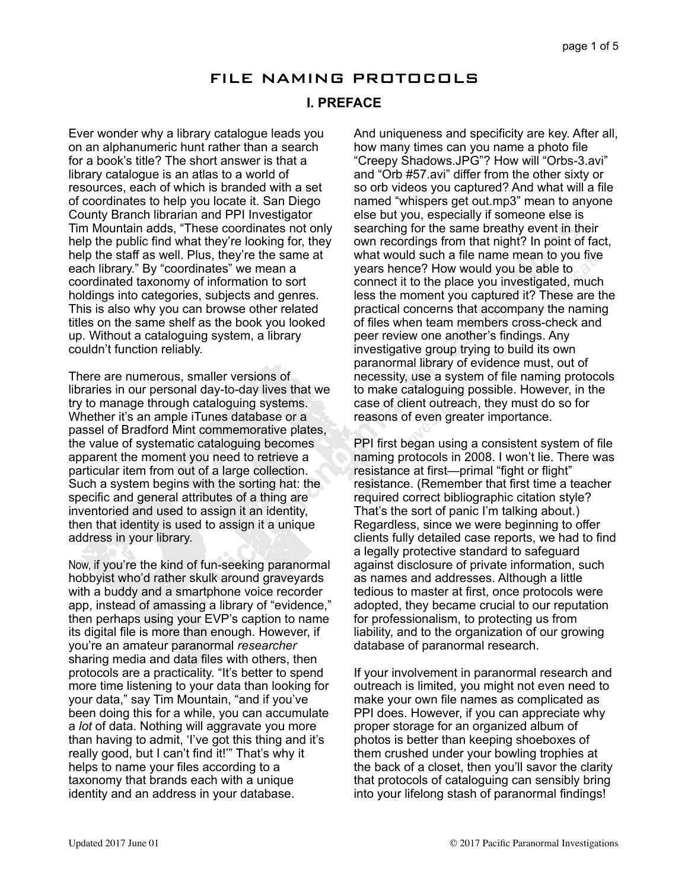# FILE NAMING PROTOCOLS

## I. PREFACE

Ever wonder why a library catalogue leads you on an alphanumeric hunt rather than a search for a book's title? The short answer is that a library catalogue is an atlas to a world of resources, each of which is branded with a set of coordinates to help you locate it. San Diego County Branch librarian and PPI Investigator Tim Mountain adds, "These coordinates not only help the public find what they're looking for, they help the staff as well. Plus, they're the same at each library." By "coordinates" we mean a coordinated taxonomy of information to sort holdings into categories, subjects and genres. This is also why you can browse other related titles on the same shelf as the book you looked up. Without a cataloguing system, a library couldn't function reliably.

There are numerous, smaller versions of libraries in our personal day-to-day lives that we try to manage through cataloguing systems. Whether it's an ample iTunes database or a passel of Bradford Mint commemorative plates, the value of systematic cataloguing becomes apparent the moment you need to retrieve a particular item from out of a large collection. Such a system begins with the sorting hat: the specific and general attributes of a thing are inventoried and used to assign it an identity, then that identity is used to assign it a unique address in your library.

Now, if you're the kind of fun-seeking paranormal hobbyist who'd rather skulk around graveyards with a buddy and a smartphone voice recorder app, instead of amassing a library of "evidence," then perhaps using your EVP's caption to name its digital file is more than enough. However, if you're an amateur paranormal *researcher* sharing media and data files with others, then protocols are a practicality. "It's better to spend more time listening to your data than looking for your data," say Tim Mountain, "and if you've been doing this for a while, you can accumulate a *lot* of data. Nothing will aggravate you more than having to admit, 'I've got this thing and it's really good, but I can't find it!'" That's why it helps to name your files according to a taxonomy that brands each with a unique identity and an address in your database.

And uniqueness and specificity are key. After all, how many times can you name a photo file "Creepy Shadows.JPG"? How will "Orbs-3.avi" and "Orb #57.avi" differ from the other sixty or so orb videos you captured? And what will a file named "whispers get out.mp3" mean to anyone else but you, especially if someone else is searching for the same breathy event in their own recordings from that night? In point of fact, what would such a file name mean to you five years hence? How would you be able to connect it to the place you investigated, much less the moment you captured it? These are the practical concerns that accompany the naming of files when team members cross-check and peer review one another's findings. Any investigative group trying to build its own paranormal library of evidence must, out of necessity, use a system of file naming protocols to make cataloguing possible. However, in the case of client outreach, they must do so for reasons of even greater importance.

PPI first began using a consistent system of file naming protocols in 2008. I won't lie. There was resistance at first—primal "fight or flight" resistance. (Remember that first time a teacher required correct bibliographic citation style? That's the sort of panic I'm talking about.) Regardless, since we were beginning to offer clients fully detailed case reports, we had to find a legally protective standard to safeguard against disclosure of private information, such as names and addresses. Although a little tedious to master at first, once protocols were adopted, they became crucial to our reputation for professionalism, to protecting us from liability, and to the organization of our growing database of paranormal research.

If your involvement in paranormal research and outreach is limited, you might not even need to make your own file names as complicated as PPI does. However, if you can appreciate why proper storage for an organized album of photos is better than keeping shoeboxes of them crushed under your bowling trophies at the back of a closet, then you'll savor the clarity that protocols of cataloguing can sensibly bring into your lifelong stash of paranormal findings!

Updated 2017 June 01

© 2017 Pacific Paranormal Investigations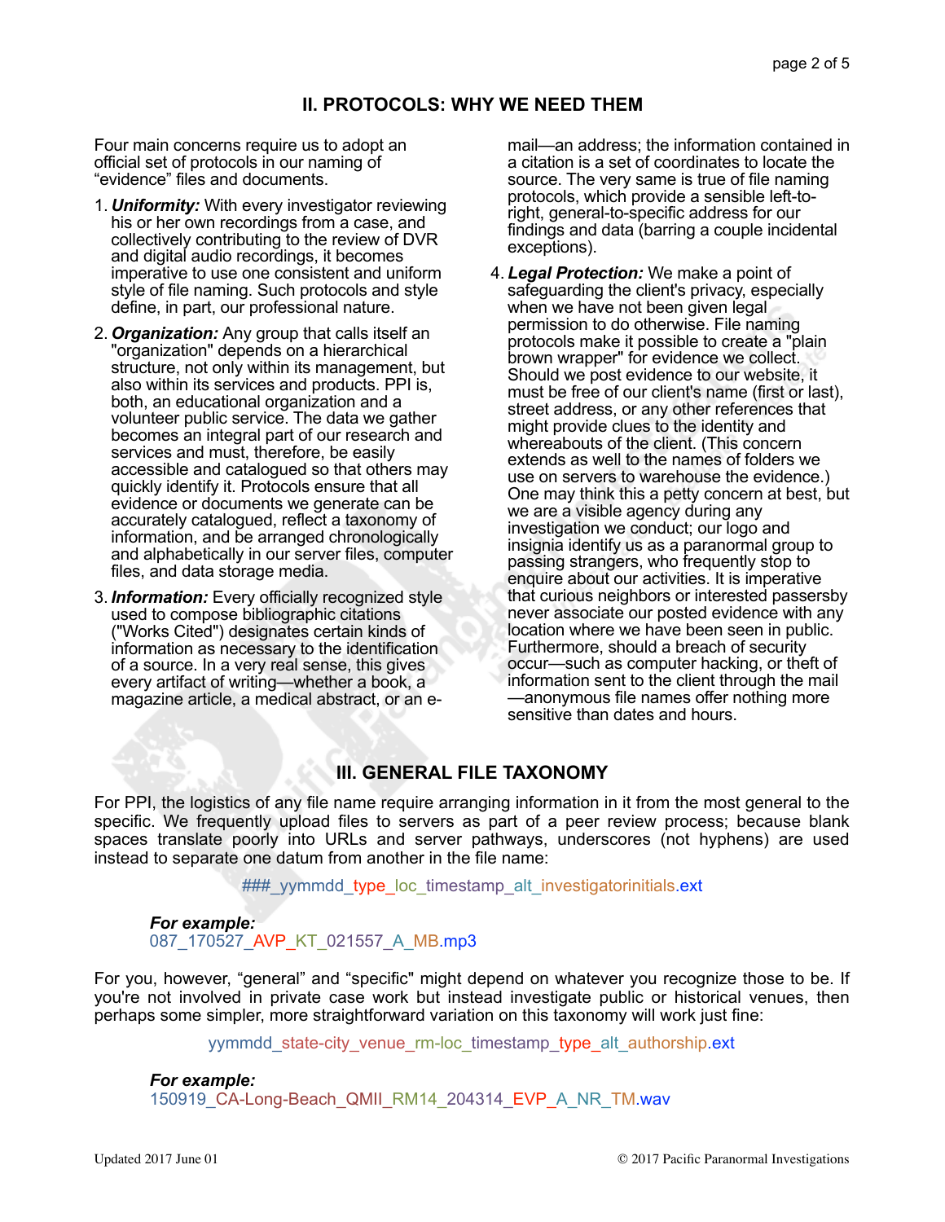## II. PROTOCOLS: WHY WE NEED THEM

Four main concerns require us to adopt an official set of protocols in our naming of “evidence” files and documents.

1. ***Uniformity:*** With every investigator reviewing his or her own recordings from a case, and collectively contributing to the review of DVR and digital audio recordings, it becomes imperative to use one consistent and uniform style of file naming. Such protocols and style define, in part, our professional nature.
2. ***Organization:*** Any group that calls itself an "organization" depends on a hierarchical structure, not only within its management, but also within its services and products. PPI is, both, an educational organization and a volunteer public service. The data we gather becomes an integral part of our research and services and must, therefore, be easily accessible and catalogued so that others may quickly identify it. Protocols ensure that all evidence or documents we generate can be accurately catalogued, reflect a taxonomy of information, and be arranged chronologically and alphabetically in our server files, computer files, and data storage media.
3. ***Information:*** Every officially recognized style used to compose bibliographic citations ("Works Cited") designates certain kinds of information as necessary to the identification of a source. In a very real sense, this gives every artifact of writing—whether a book, a magazine article, a medical abstract, or an e-mail—an address; the information contained in a citation is a set of coordinates to locate the source. The very same is true of file naming protocols, which provide a sensible left-to-right, general-to-specific address for our findings and data (barring a couple incidental exceptions).
4. ***Legal Protection:*** We make a point of safeguarding the client's privacy, especially when we have not been given legal permission to do otherwise. File naming protocols make it possible to create a "plain brown wrapper" for evidence we collect. Should we post evidence to our website, it must be free of our client's name (first or last), street address, or any other references that might provide clues to the identity and whereabouts of the client. (This concern extends as well to the names of folders we use on servers to warehouse the evidence.) One may think this a petty concern at best, but we are a visible agency during any investigation we conduct; our logo and insignia identify us as a paranormal group to passing strangers, who frequently stop to enquire about our activities. It is imperative that curious neighbors or interested passersby never associate our posted evidence with any location where we have been seen in public. Furthermore, should a breach of security occur—such as computer hacking, or theft of information sent to the client through the mail—anonymous file names offer nothing more sensitive than dates and hours.

## III. GENERAL FILE TAXONOMY

For PPI, the logistics of any file name require arranging information in it from the most general to the specific. We frequently upload files to servers as part of a peer review process; because blank spaces translate poorly into URLs and server pathways, underscores (not hyphens) are used instead to separate one datum from another in the file name:

###_yymmdd_type_loc_timestamp_alt_investigatorinitials.ext

***For example:***
087_170527_AVP_KT_021557_A_MB.mp3

For you, however, “general” and “specific" might depend on whatever you recognize those to be. If you're not involved in private case work but instead investigate public or historical venues, then perhaps some simpler, more straightforward variation on this taxonomy will work just fine:

yymmdd_state-city_venue_rm-loc_timestamp_type_alt_authorship.ext

***For example:***
150919_CA-Long-Beach_QMII_RM14_204314_EVP_A_NR_TM.wav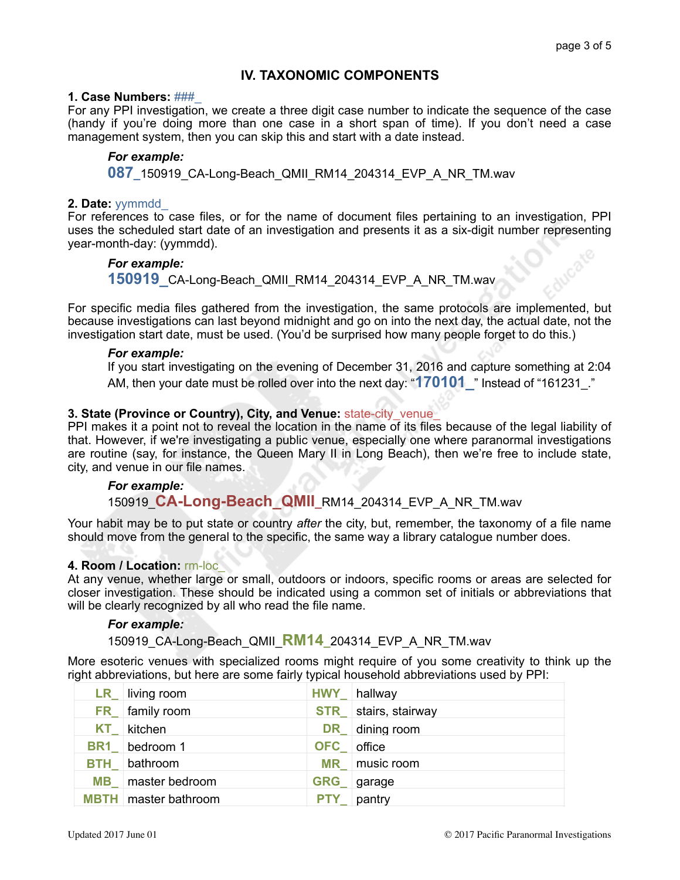## IV. TAXONOMIC COMPONENTS

**1. Case Numbers:** ###_
For any PPI investigation, we create a three digit case number to indicate the sequence of the case (handy if you're doing more than one case in a short span of time). If you don't need a case management system, then you can skip this and start with a date instead.

> ***For example:***
> **087_**150919_CA-Long-Beach_QMII_RM14_204314_EVP_A_NR_TM.wav

**2. Date:** yymmdd_
For references to case files, or for the name of document files pertaining to an investigation, PPI uses the scheduled start date of an investigation and presents it as a six-digit number representing year-month-day: (yymmdd).

> ***For example:***
> **150919_**CA-Long-Beach_QMII_RM14_204314_EVP_A_NR_TM.wav

For specific media files gathered from the investigation, the same protocols are implemented, but because investigations can last beyond midnight and go on into the next day, the actual date, not the investigation start date, must be used. (You'd be surprised how many people forget to do this.)

> ***For example:***
> If you start investigating on the evening of December 31, 2016 and capture something at 2:04 AM, then your date must be rolled over into the next day: "**170101_**" Instead of "161231_."

**3. State (Province or Country), City, and Venue:** state-city_venue_
PPI makes it a point not to reveal the location in the name of its files because of the legal liability of that. However, if we're investigating a public venue, especially one where paranormal investigations are routine (say, for instance, the Queen Mary II in Long Beach), then we're free to include state, city, and venue in our file names.

> ***For example:***
> 150919_**CA-Long-Beach_QMII_**RM14_204314_EVP_A_NR_TM.wav

Your habit may be to put state or country *after* the city, but, remember, the taxonomy of a file name should move from the general to the specific, the same way a library catalogue number does.

**4. Room / Location:** rm-loc_
At any venue, whether large or small, outdoors or indoors, specific rooms or areas are selected for closer investigation. These should be indicated using a common set of initials or abbreviations that will be clearly recognized by all who read the file name.

> ***For example:***
> 150919_CA-Long-Beach_QMII_**RM14_**204314_EVP_A_NR_TM.wav

More esoteric venues with specialized rooms might require of you some creativity to think up the right abbreviations, but here are some fairly typical household abbreviations used by PPI:

| | | | |
|---|---|---|---|
| **LR_** | living room | **HWY_** | hallway |
| **FR_** | family room | **STR_** | stairs, stairway |
| **KT_** | kitchen | **DR_** | dining room |
| **BR1_** | bedroom 1 | **OFC_** | office |
| **BTH_** | bathroom | **MR_** | music room |
| **MB_** | master bedroom | **GRG_** | garage |
| **MBTH** | master bathroom | **PTY_** | pantry |

Updated 2017 June 01 © 2017 Pacific Paranormal Investigations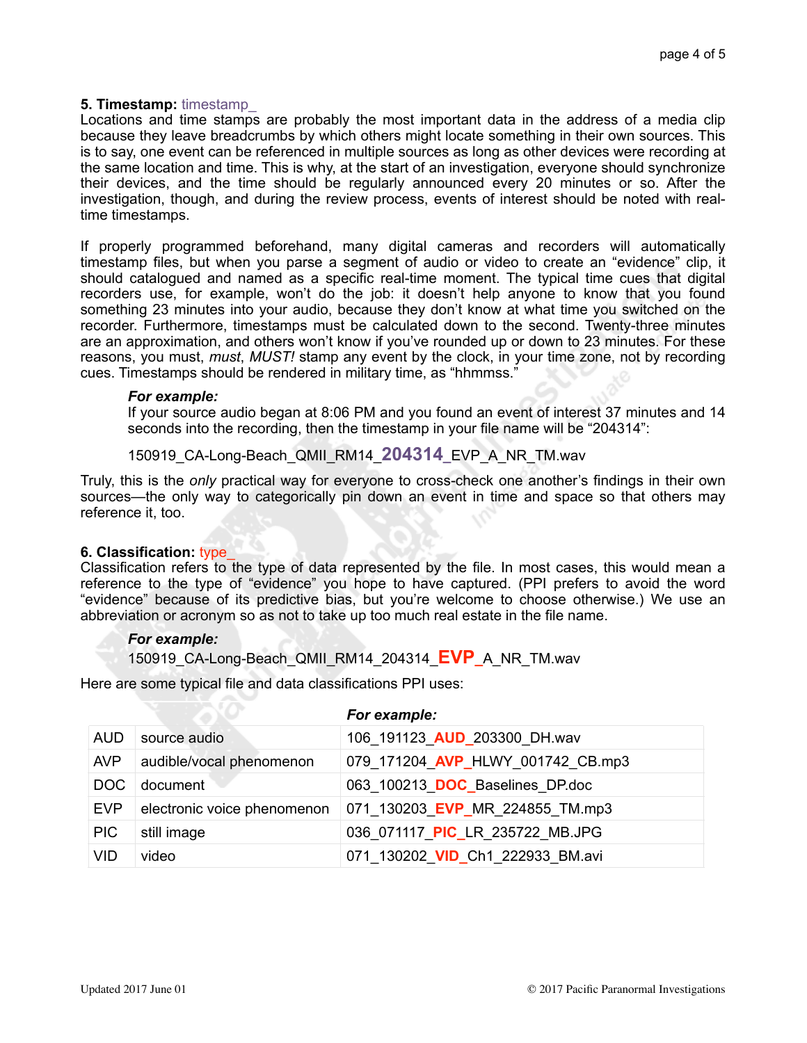**5. Timestamp:** timestamp_

Locations and time stamps are probably the most important data in the address of a media clip because they leave breadcrumbs by which others might locate something in their own sources. This is to say, one event can be referenced in multiple sources as long as other devices were recording at the same location and time. This is why, at the start of an investigation, everyone should synchronize their devices, and the time should be regularly announced every 20 minutes or so. After the investigation, though, and during the review process, events of interest should be noted with real-time timestamps.

If properly programmed beforehand, many digital cameras and recorders will automatically timestamp files, but when you parse a segment of audio or video to create an "evidence" clip, it should catalogued and named as a specific real-time moment. The typical time cues that digital recorders use, for example, won't do the job: it doesn't help anyone to know that you found something 23 minutes into your audio, because they don't know at what time you switched on the recorder. Furthermore, timestamps must be calculated down to the second. Twenty-three minutes are an approximation, and others won't know if you've rounded up or down to 23 minutes. For these reasons, you must, *must*, *MUST!* stamp any event by the clock, in your time zone, not by recording cues. Timestamps should be rendered in military time, as "hhmmss."

> ***For example:***
> If your source audio began at 8:06 PM and you found an event of interest 37 minutes and 14 seconds into the recording, then the timestamp in your file name will be "204314":
>
> 150919_CA-Long-Beach_QMII_RM14_**204314**_EVP_A_NR_TM.wav

Truly, this is the *only* practical way for everyone to cross-check one another's findings in their own sources—the only way to categorically pin down an event in time and space so that others may reference it, too.

**6. Classification:** type_

Classification refers to the type of data represented by the file. In most cases, this would mean a reference to the type of "evidence" you hope to have captured. (PPI prefers to avoid the word "evidence" because of its predictive bias, but you're welcome to choose otherwise.) We use an abbreviation or acronym so as not to take up too much real estate in the file name.

> ***For example:***
> 150919_CA-Long-Beach_QMII_RM14_204314_**EVP**_A_NR_TM.wav

Here are some typical file and data classifications PPI uses:

| | | ***For example:*** |
|---|---|---|
| AUD | source audio | 106_191123_**AUD**_203300_DH.wav |
| AVP | audible/vocal phenomenon | 079_171204_**AVP**_HLWY_001742_CB.mp3 |
| DOC | document | 063_100213_**DOC**_Baselines_DP.doc |
| EVP | electronic voice phenomenon | 071_130203_**EVP**_MR_224855_TM.mp3 |
| PIC | still image | 036_071117_**PIC**_LR_235722_MB.JPG |
| VID | video | 071_130202_**VID**_Ch1_222933_BM.avi |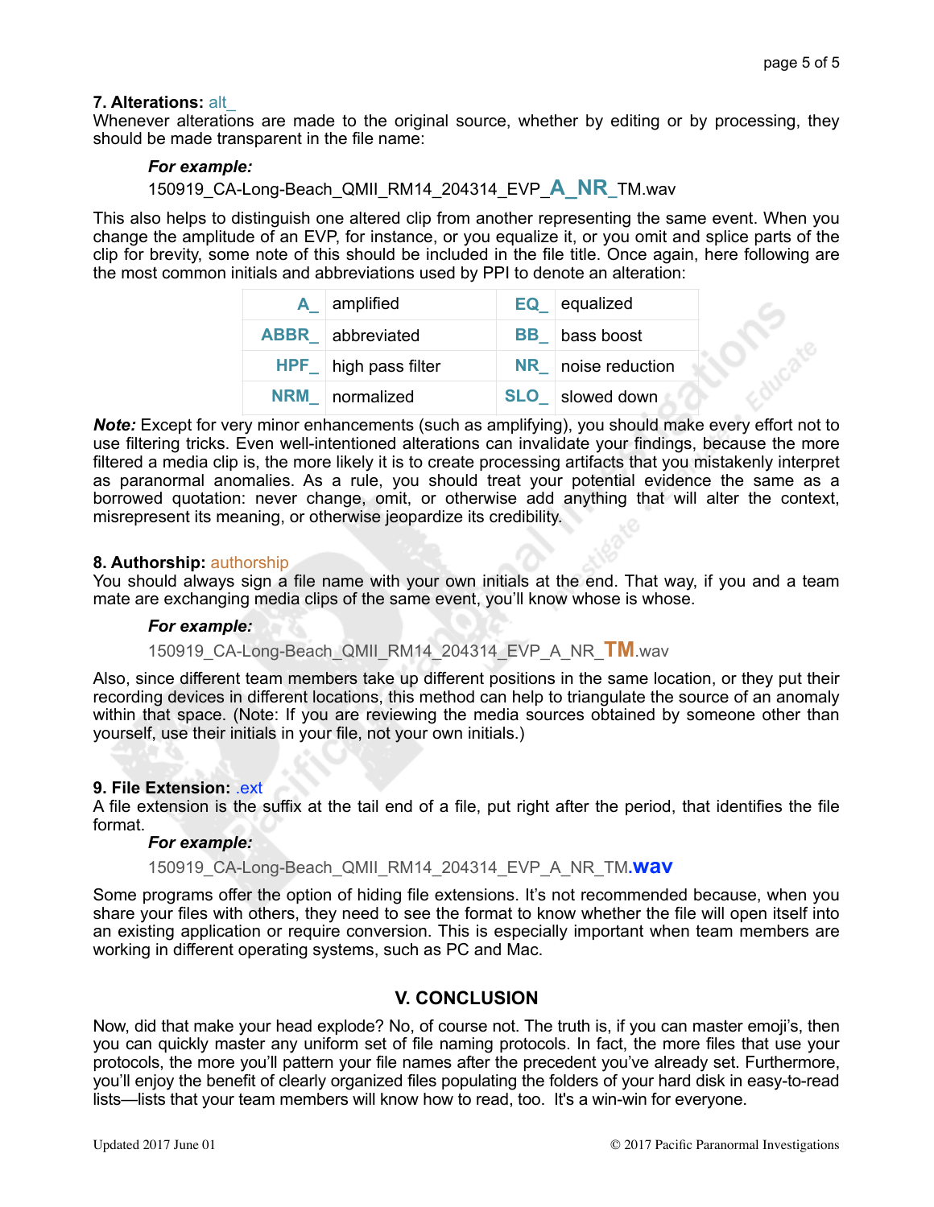**7. Alterations:** alt_

Whenever alterations are made to the original source, whether by editing or by processing, they should be made transparent in the file name:

> ***For example:***
>
> 150919_CA-Long-Beach_QMII_RM14_204314_EVP_**A_NR**_TM.wav

This also helps to distinguish one altered clip from another representing the same event. When you change the amplitude of an EVP, for instance, or you equalize it, or you omit and splice parts of the clip for brevity, some note of this should be included in the file title. Once again, here following are the most common initials and abbreviations used by PPI to denote an alteration:

| | | | |
|---|---|---|---|
| **A_** | amplified | **EQ_** | equalized |
| **ABBR_** | abbreviated | **BB_** | bass boost |
| **HPF_** | high pass filter | **NR_** | noise reduction |
| **NRM_** | normalized | **SLO_** | slowed down |

***Note:*** Except for very minor enhancements (such as amplifying), you should make every effort not to use filtering tricks. Even well-intentioned alterations can invalidate your findings, because the more filtered a media clip is, the more likely it is to create processing artifacts that you mistakenly interpret as paranormal anomalies. As a rule, you should treat your potential evidence the same as a borrowed quotation: never change, omit, or otherwise add anything that will alter the context, misrepresent its meaning, or otherwise jeopardize its credibility.

**8. Authorship:** authorship

You should always sign a file name with your own initials at the end. That way, if you and a team mate are exchanging media clips of the same event, you'll know whose is whose.

> ***For example:***
>
> 150919_CA-Long-Beach_QMII_RM14_204314_EVP_A_NR_**TM**.wav

Also, since different team members take up different positions in the same location, or they put their recording devices in different locations, this method can help to triangulate the source of an anomaly within that space. (Note: If you are reviewing the media sources obtained by someone other than yourself, use their initials in your file, not your own initials.)

**9. File Extension:** .ext

A file extension is the suffix at the tail end of a file, put right after the period, that identifies the file format.

> ***For example:***
>
> 150919_CA-Long-Beach_QMII_RM14_204314_EVP_A_NR_TM**.wav**

Some programs offer the option of hiding file extensions. It's not recommended because, when you share your files with others, they need to see the format to know whether the file will open itself into an existing application or require conversion. This is especially important when team members are working in different operating systems, such as PC and Mac.

## V. CONCLUSION

Now, did that make your head explode? No, of course not. The truth is, if you can master emoji's, then you can quickly master any uniform set of file naming protocols. In fact, the more files that use your protocols, the more you'll pattern your file names after the precedent you've already set. Furthermore, you'll enjoy the benefit of clearly organized files populating the folders of your hard disk in easy-to-read lists—lists that your team members will know how to read, too. It's a win-win for everyone.